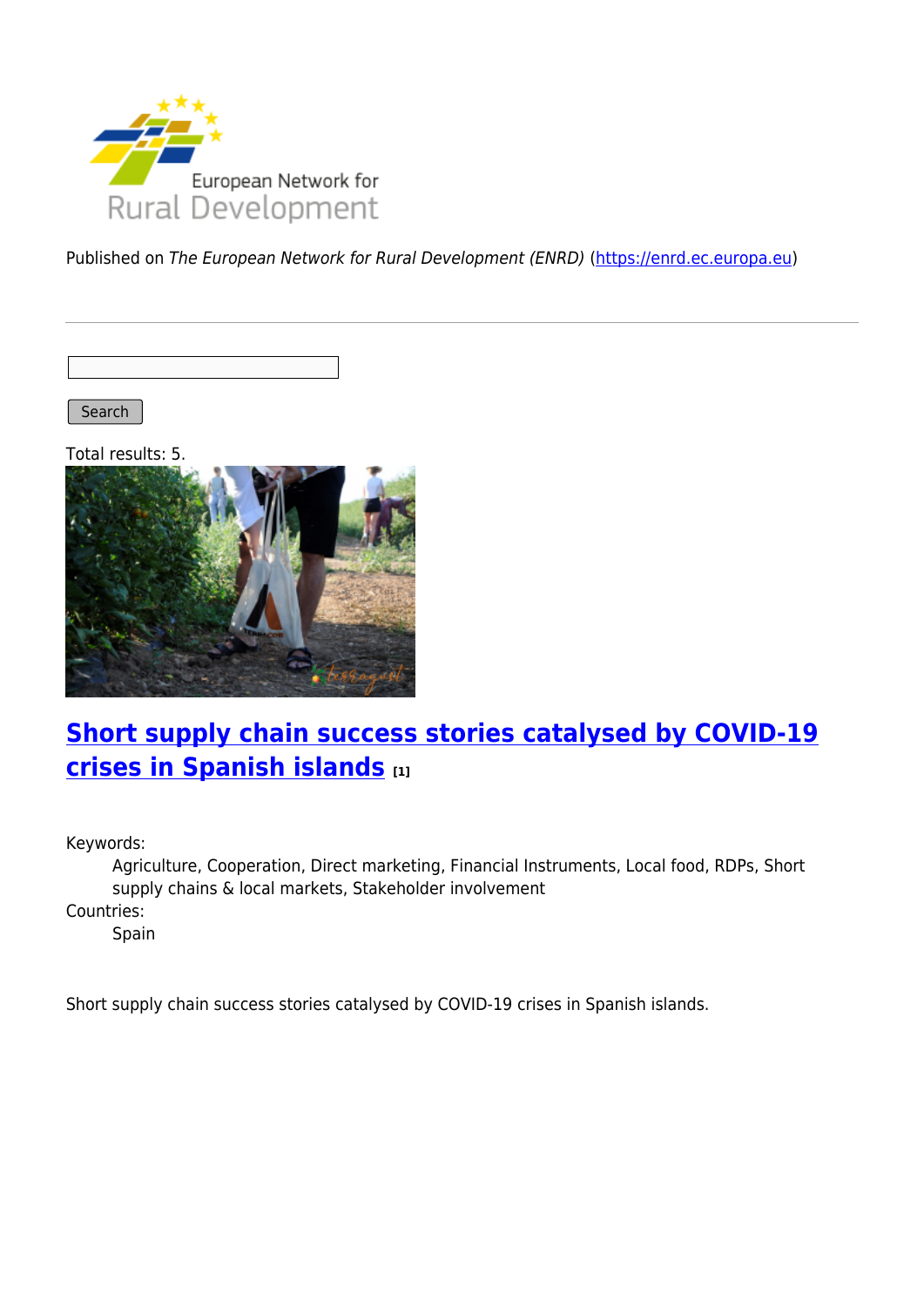European Network for Rural Development

Published on *The European Network for Rural Development (ENRD)* (https://enrd.ec.europa.eu)

Search

Total results: 5.

## Short supply chain success stories catalysed by COVID-19 crises in Spanish islands [1]

Keywords:
: Agriculture, Cooperation, Direct marketing, Financial Instruments, Local food, RDPs, Short supply chains & local markets, Stakeholder involvement

Countries:
: Spain

Short supply chain success stories catalysed by COVID-19 crises in Spanish islands.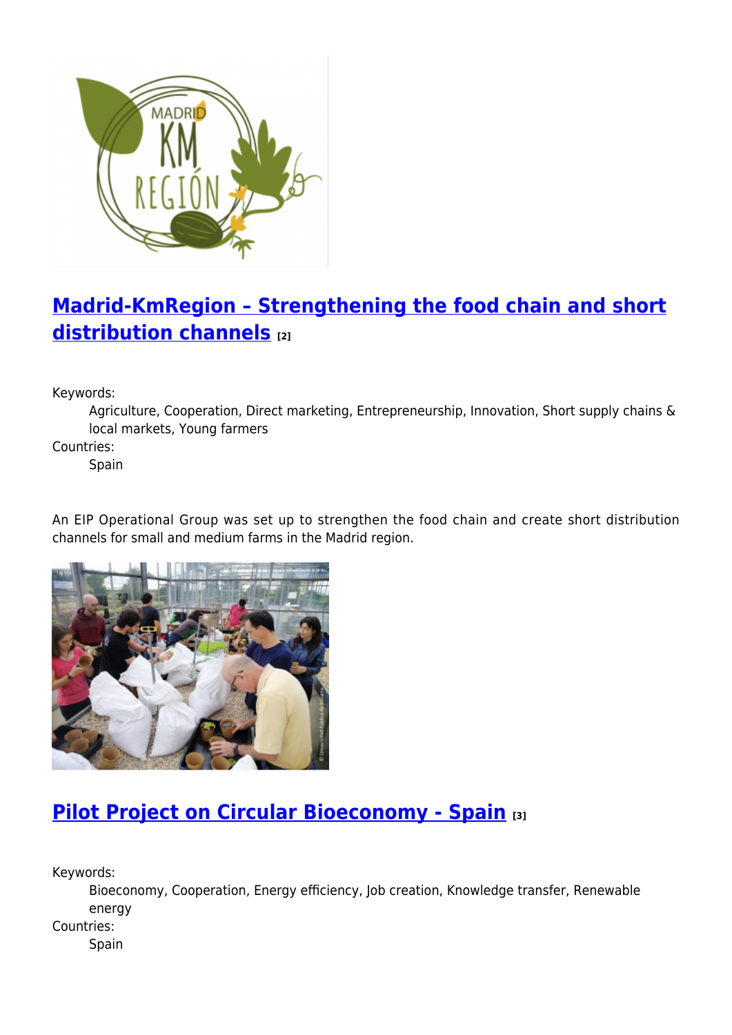## [Madrid-KmRegion – Strengthening the food chain and short distribution channels] [2]

Keywords:
: Agriculture, Cooperation, Direct marketing, Entrepreneurship, Innovation, Short supply chains & local markets, Young farmers

Countries:
: Spain

An EIP Operational Group was set up to strengthen the food chain and create short distribution channels for small and medium farms in the Madrid region.

## [Pilot Project on Circular Bioeconomy - Spain] [3]

Keywords:
: Bioeconomy, Cooperation, Energy efficiency, Job creation, Knowledge transfer, Renewable energy

Countries:
: Spain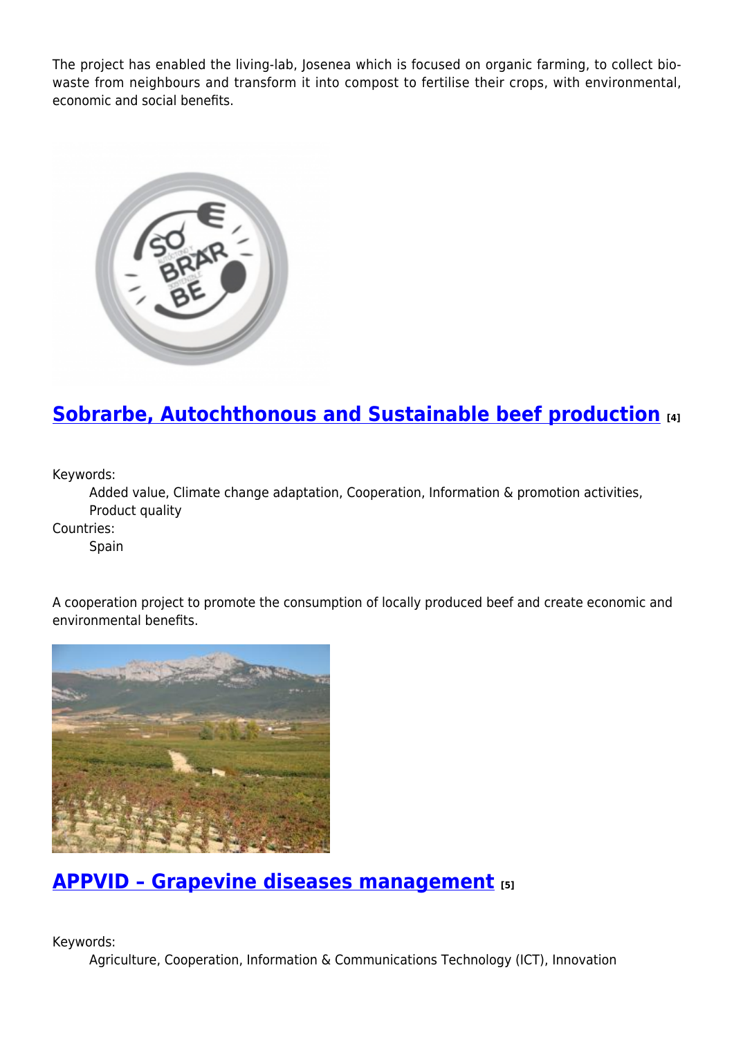The project has enabled the living-lab, Josenea which is focused on organic farming, to collect bio-waste from neighbours and transform it into compost to fertilise their crops, with environmental, economic and social benefits.

## Sobrarbe, Autochthonous and Sustainable beef production [4]

Keywords:

Added value, Climate change adaptation, Cooperation, Information & promotion activities, Product quality

Countries:

Spain

A cooperation project to promote the consumption of locally produced beef and create economic and environmental benefits.

## APPVID – Grapevine diseases management [5]

Keywords:

Agriculture, Cooperation, Information & Communications Technology (ICT), Innovation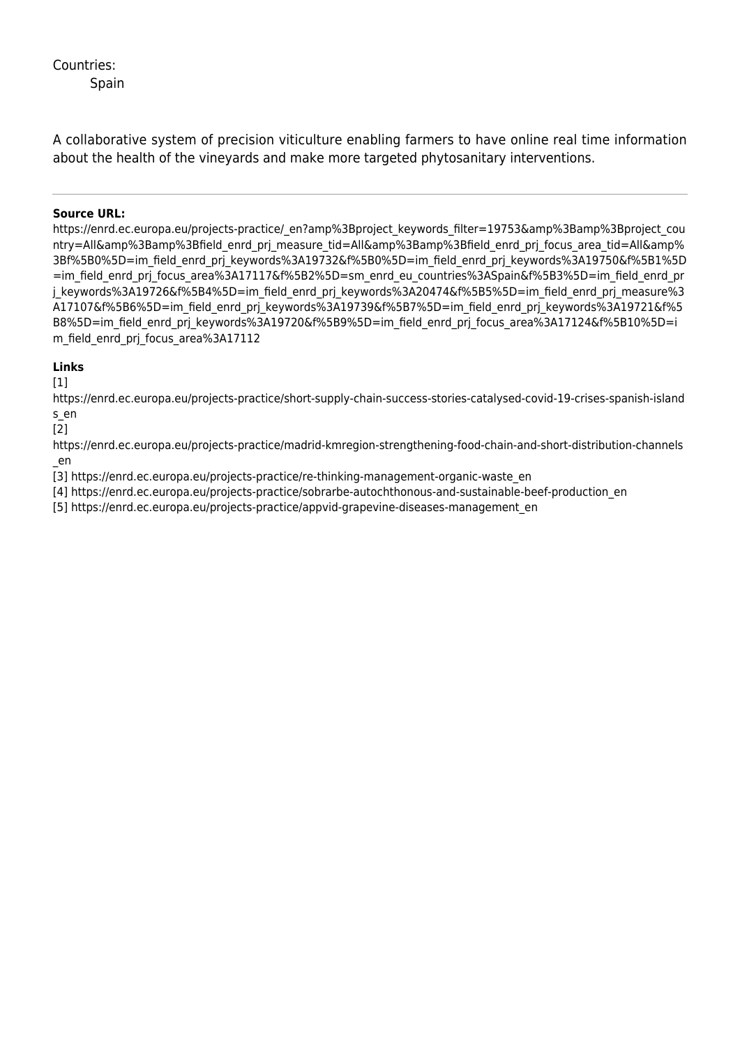Countries:
Spain

A collaborative system of precision viticulture enabling farmers to have online real time information about the health of the vineyards and make more targeted phytosanitary interventions.

---

**Source URL:**
https://enrd.ec.europa.eu/projects-practice/_en?amp%3Bproject_keywords_filter=19753&amp%3Bamp%3Bproject_country=All&amp%3Bamp%3Bfield_enrd_prj_measure_tid=All&amp%3Bamp%3Bfield_enrd_prj_focus_area_tid=All&amp%3Bf%5B0%5D=im_field_enrd_prj_keywords%3A19732&f%5B0%5D=im_field_enrd_prj_keywords%3A19750&f%5B1%5D=im_field_enrd_prj_focus_area%3A17117&f%5B2%5D=sm_enrd_eu_countries%3ASpain&f%5B3%5D=im_field_enrd_prj_keywords%3A19726&f%5B4%5D=im_field_enrd_prj_keywords%3A20474&f%5B5%5D=im_field_enrd_prj_measure%3A17107&f%5B6%5D=im_field_enrd_prj_keywords%3A19739&f%5B7%5D=im_field_enrd_prj_keywords%3A19721&f%5B8%5D=im_field_enrd_prj_keywords%3A19720&f%5B9%5D=im_field_enrd_prj_focus_area%3A17124&f%5B10%5D=im_field_enrd_prj_focus_area%3A17112

**Links**

[1] https://enrd.ec.europa.eu/projects-practice/short-supply-chain-success-stories-catalysed-covid-19-crises-spanish-islands_en

[2] https://enrd.ec.europa.eu/projects-practice/madrid-kmregion-strengthening-food-chain-and-short-distribution-channels_en

[3] https://enrd.ec.europa.eu/projects-practice/re-thinking-management-organic-waste_en

[4] https://enrd.ec.europa.eu/projects-practice/sobrarbe-autochthonous-and-sustainable-beef-production_en

[5] https://enrd.ec.europa.eu/projects-practice/appvid-grapevine-diseases-management_en